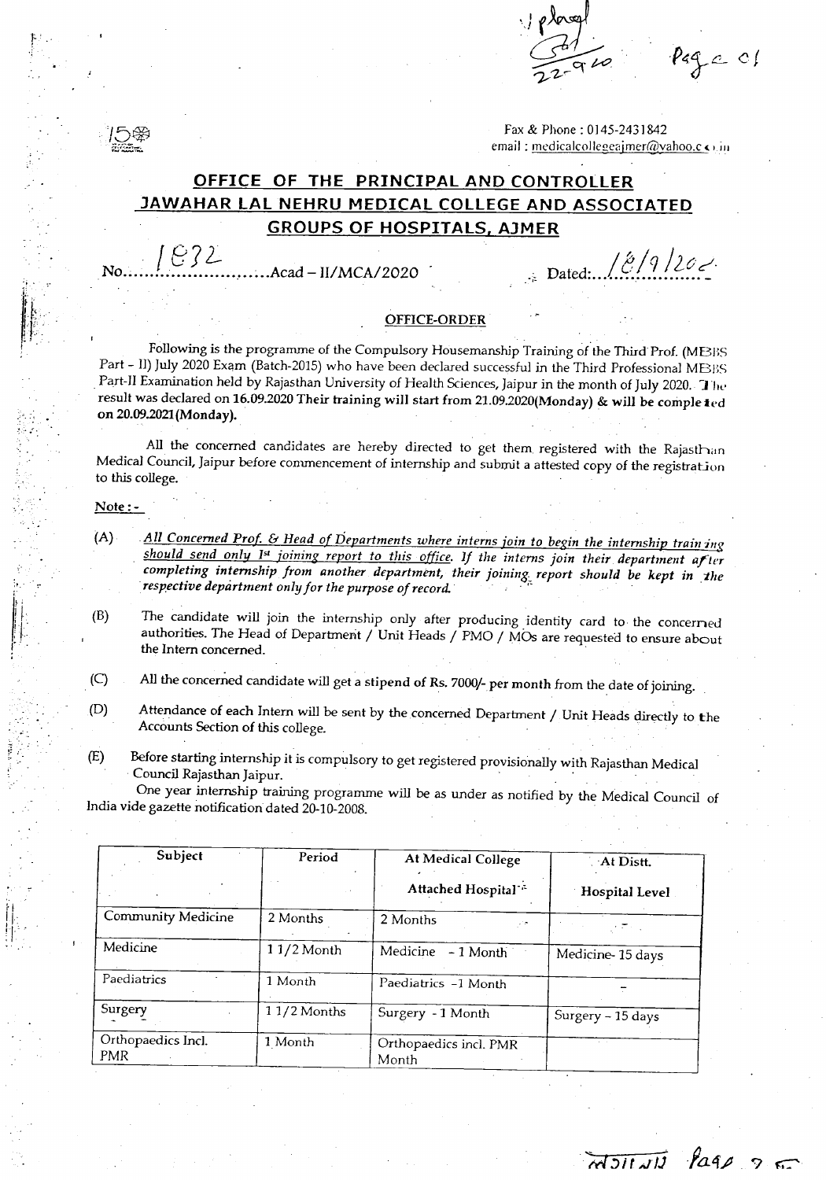Fax & Phone : 0145-2431842
email : medicalcollegeajmer@yahoo.co.in

# OFFICE OF THE PRINCIPAL AND CONTROLLER JAWAHAR LAL NEHRU MEDICAL COLLEGE AND ASSOCIATED GROUPS OF HOSPITALS, AJMER

No. 1832 Acad – II/MCA/2020 Dated: 18/9/2020

## OFFICE-ORDER

Following is the programme of the Compulsory Housemanship Training of the Third Prof. (MBBS Part – II) July 2020 Exam (Batch-2015) who have been declared successful in the Third Professional MBBS Part-II Examination held by Rajasthan University of Health Sciences, Jaipur in the month of July 2020. The result was declared on **16.09.2020 Their training will start from 21.09.2020(Monday) & will be completed on 20.09.2021(Monday).**

All the concerned candidates are hereby directed to get them registered with the Rajasthan Medical Council, Jaipur before commencement of internship and submit a attested copy of the registration to this college.

**Note : -**

(A) ***All Concerned Prof. & Head of Departments where interns join to begin the internship training should send only 1st joining report to this office.*** *If the interns join their department after completing internship from another department, their joining report should be kept in the respective department only for the purpose of record.*

(B) The candidate will join the internship only after producing identity card to the concerned authorities. The Head of Department / Unit Heads / PMO / MOs are requested to ensure about the Intern concerned.

(C) All the concerned candidate will get a stipend of **Rs. 7000/- per month** from the date of joining.

(D) Attendance of each Intern will be sent by the concerned Department / Unit Heads directly to the Accounts Section of this college.

(E) Before starting internship it is compulsory to get registered provisionally with Rajasthan Medical Council Rajasthan Jaipur.

One year internship training programme will be as under as notified by the Medical Council of India vide gazette notification dated 20-10-2008.

| Subject | Period | At Medical College Attached Hospital | At Distt. Hospital Level |
|---|---|---|---|
| Community Medicine | 2 Months | 2 Months | - |
| Medicine | 1 1/2 Month | Medicine - 1 Month | Medicine- 15 days |
| Paediatrics | 1 Month | Paediatrics -1 Month | - |
| Surgery | 1 1/2 Months | Surgery - 1 Month | Surgery – 15 days |
| Orthopaedics Incl. PMR | 1 Month | Orthopaedics incl. PMR Month | |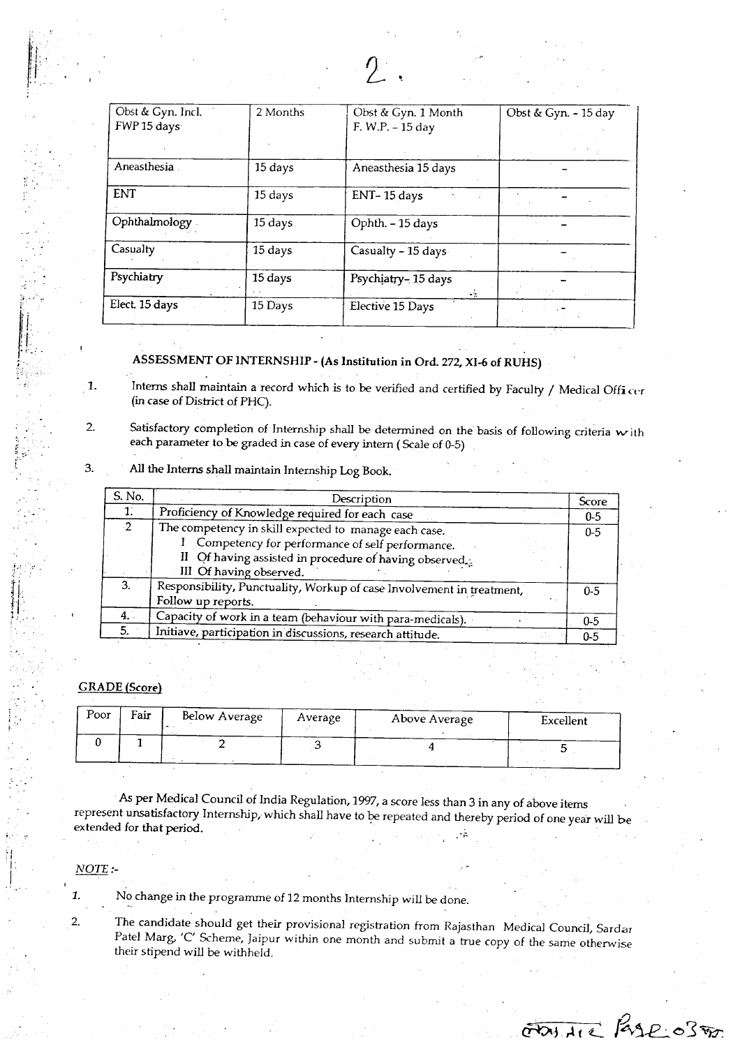| Obst & Gyn. Incl. FWP 15 days | 2 Months | Obst & Gyn. 1 Month F. W.P. – 15 day | Obst & Gyn. - 15 day |
|---|---|---|---|
| Aneasthesia | 15 days | Aneasthesia 15 days | – |
| ENT | 15 days | ENT– 15 days | – |
| Ophthalmology | 15 days | Ophth. – 15 days | – |
| Casualty | 15 days | Casualty – 15 days | – |
| Psychiatry | 15 days | Psychiatry– 15 days | – |
| Elect. 15 days | 15 Days | Elective 15 Days | – |

## ASSESSMENT OF INTERNSHIP - (As Institution in Ord. 272, XI-6 of RUHS)

1. Interns shall maintain a record which is to be verified and certified by Faculty / Medical Officer (in case of District of PHC).
2. Satisfactory completion of Internship shall be determined on the basis of following criteria with each parameter to be graded in case of every intern ( Scale of 0-5)
3. All the Interns shall maintain Internship Log Book.

| S. No. | Description | Score |
|---|---|---|
| 1. | Proficiency of Knowledge required for each case | 0-5 |
| 2 | The competency in skill expected to manage each case.<br>I Competency for performance of self performance.<br>II Of having assisted in procedure of having observed.<br>III Of having observed. | 0-5 |
| 3. | Responsibility, Punctuality, Workup of case Involvement in treatment, Follow up reports. | 0-5 |
| 4. | Capacity of work in a team (behaviour with para-medicals). | 0-5 |
| 5. | Initiave, participation in discussions, research attitude. | 0-5 |

<u>GRADE (Score)</u>

| Poor | Fair | Below Average | Average | Above Average | Excellent |
|---|---|---|---|---|---|
| 0 | 1 | 2 | 3 | 4 | 5 |

As per Medical Council of India Regulation, 1997, a score less than 3 in any of above items represent unsatisfactory Internship, which shall have to be repeated and thereby period of one year will be extended for that period.

*NOTE :-*

1. No change in the programme of 12 months Internship will be done.
2. The candidate should get their provisional registration from Rajasthan Medical Council, Sardar Patel Marg, 'C' Scheme, Jaipur within one month and submit a true copy of the same otherwise their stipend will be withheld.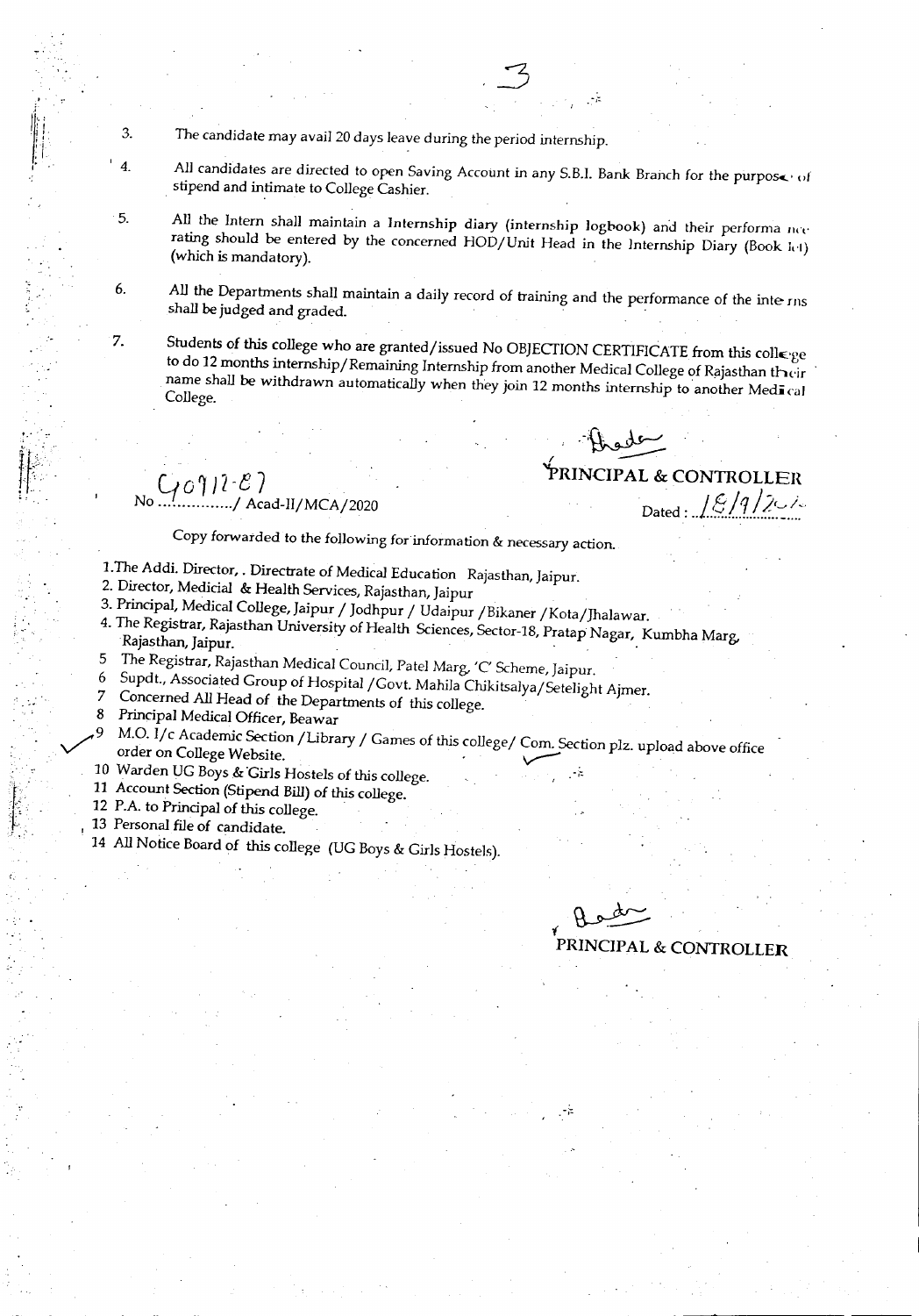3. The candidate may avail 20 days leave during the period internship.

4. All candidates are directed to open Saving Account in any S.B.I. Bank Branch for the purpose of stipend and intimate to College Cashier.

5. All the Intern shall maintain a Internship diary (internship logbook) and their performance rating should be entered by the concerned HOD/Unit Head in the Internship Diary (Book let) (which is mandatory).

6. All the Departments shall maintain a daily record of training and the performance of the interns shall be judged and graded.

7. Students of this college who are granted/issued No OBJECTION CERTIFICATE from this college to do 12 months internship/Remaining Internship from another Medical College of Rajasthan their name shall be withdrawn automatically when they join 12 months internship to another Medical College.

PRINCIPAL & CONTROLLER

No 40912-87/ Acad-II/MCA/2020

Dated : 18/9/20

Copy forwarded to the following for information & necessary action.

1. The Addl. Director, . Directrate of Medical Education Rajasthan, Jaipur.
2. Director, Medicial & Health Services, Rajasthan, Jaipur
3. Principal, Medical College, Jaipur / Jodhpur / Udaipur /Bikaner /Kota/Jhalawar.
4. The Registrar, Rajasthan University of Health Sciences, Sector-18, Pratap Nagar, Kumbha Marg, Rajasthan, Jaipur.
5. The Registrar, Rajasthan Medical Council, Patel Marg, 'C' Scheme, Jaipur.
6. Supdt., Associated Group of Hospital /Govt. Mahila Chikitsalya/Setelight Ajmer.
7. Concerned All Head of the Departments of this college.
8. Principal Medical Officer, Beawar
9. M.O. I/c Academic Section /Library / Games of this college/ Com. Section plz. upload above office order on College Website.
10. Warden UG Boys & Girls Hostels of this college.
11. Account Section (Stipend Bill) of this college.
12. P.A. to Principal of this college.
13. Personal file of candidate.
14. All Notice Board of this college (UG Boys & Girls Hostels).

PRINCIPAL & CONTROLLER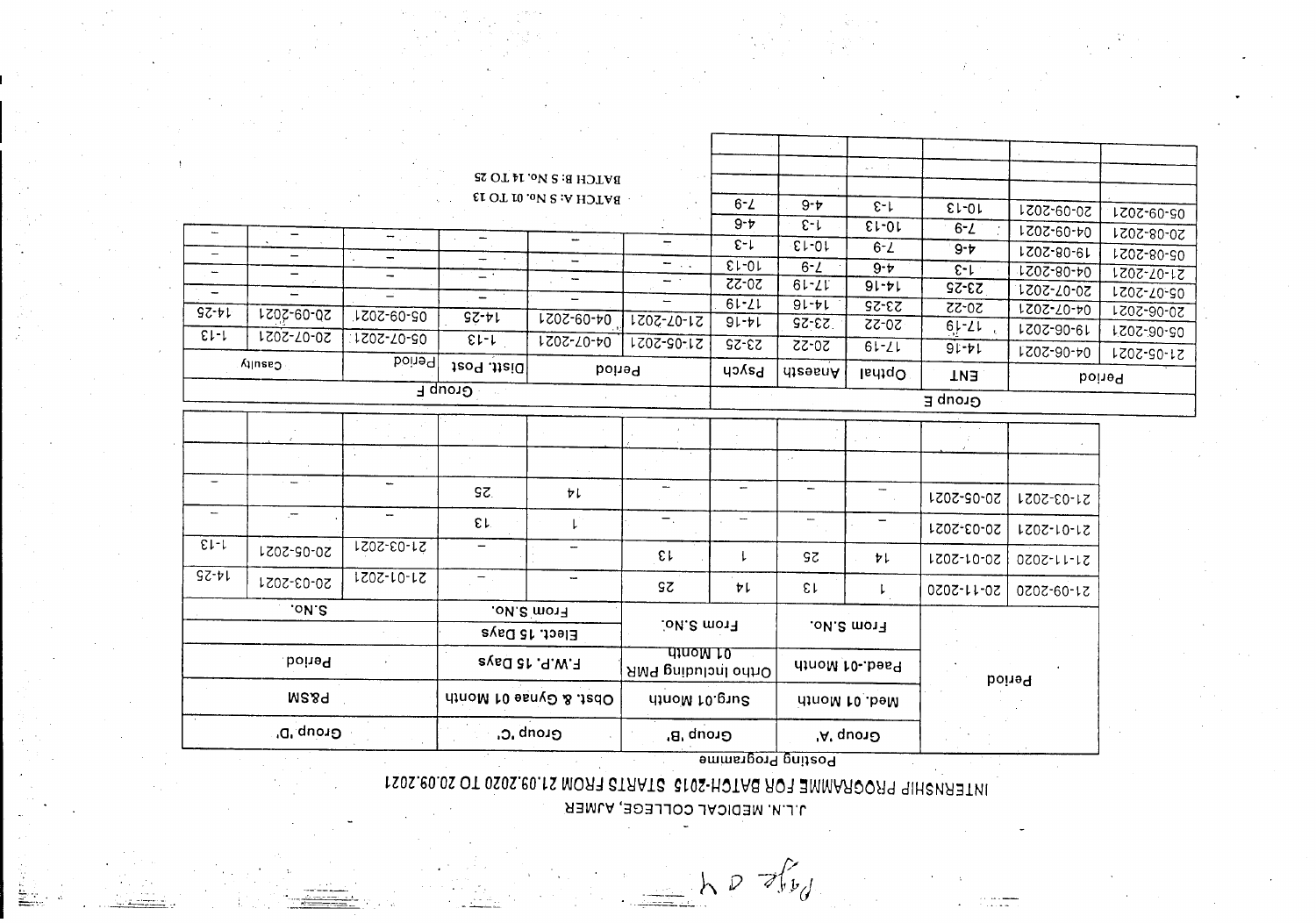# J.L.N. MEDICAL COLLEGE, AJMER

## INTERNSHIP PROGRAMME FOR BATCH-2015 STARTS FROM 21.09.2020 TO 20.09.2021

### Posting Programme

| Period | | Group 'A' | | Group 'B' | | Group 'C' | | Group 'D' | | |
|---|---|---|---|---|---|---|---|---|---|---|
| | | Med.01 Month | | Surg.01 Month | | Obst. & Gynae 01 Month | | P&SM | | |
| | | Paed.-01 Month | | Ortho Including PMR 01 Month | | F.W.P. 15 Days | | Period | | |
| | | | | | | Elect. 15 Days | | | | |
| | | From S.No. | | From S.No. | | From S.No. | | | | S.No. |
| 21-09-2020 | 20-11-2020 | 1 | 13 | 14 | 25 | – | – | 21-01-2021 | 20-03-2021 | 14-25 |
| 21-11-2020 | 20-01-2021 | 14 | 25 | 1 | 13 | – | – | 21-03-2021 | 20-05-2021 | 1-13 |
| 21-01-2021 | 20-03-2021 | – | – | – | – | 1 | 13 | – | – | – |
| 21-03-2021 | 20-05-2021 | – | – | – | – | 14 | 25 | – | – | – |
| | | | | | | | | | | |
| | | | | | | | | | | |

| Group E | | | | | | Group F | | | | | |
|---|---|---|---|---|---|---|---|---|---|---|---|
| Period | | ENT | Opthal | Anaesth | Psych | Period | | Distt. Post | Period | | Casulty |
| 21-05-2021 | 04-06-2021 | 14-16 | 17-19 | 20-22 | 23-25 | 21-05-2021 | 04-07-2021 | 1-13 | 05-07-2021 | 20-07-2021 | 1-13 |
| 05-06-2021 | 19-06-2021 | 17-19 | 20-22 | 23-25 | 14-16 | 21-07-2021 | 04-09-2021 | 14-25 | 05-09-2021 | 20-09-2021 | 14-25 |
| 20-06-2021 | 04-07-2021 | 20-22 | 23-25 | 14-16 | 17-19 | – | – | – | – | – | – |
| 05-07-2021 | 20-07-2021 | 23-25 | 14-16 | 17-19 | 20-22 | – | – | – | – | – | – |
| 21-07-2021 | 04-08-2021 | 1-3 | 4-6 | 7-9 | 10-13 | – | – | – | – | – | – |
| 05-08-2021 | 19-08-2021 | 4-6 | 7-9 | 10-13 | 1-3 | – | – | – | – | – | – |
| 20-08-2021 | 04-09-2021 | 7-9 | 10-13 | 1-3 | 4-6 | – | – | – | – | – | – |
| 05-09-2021 | 20-09-2021 | 10-13 | 1-3 | 4-6 | 7-9 | | | | | | |
| | | | | | | | | | | | |
| | | | | | | | | | | | |
| | | | | | | | | | | | |

BATCH A: S No. 01 TO 13

BATCH B: S No. 14 TO 25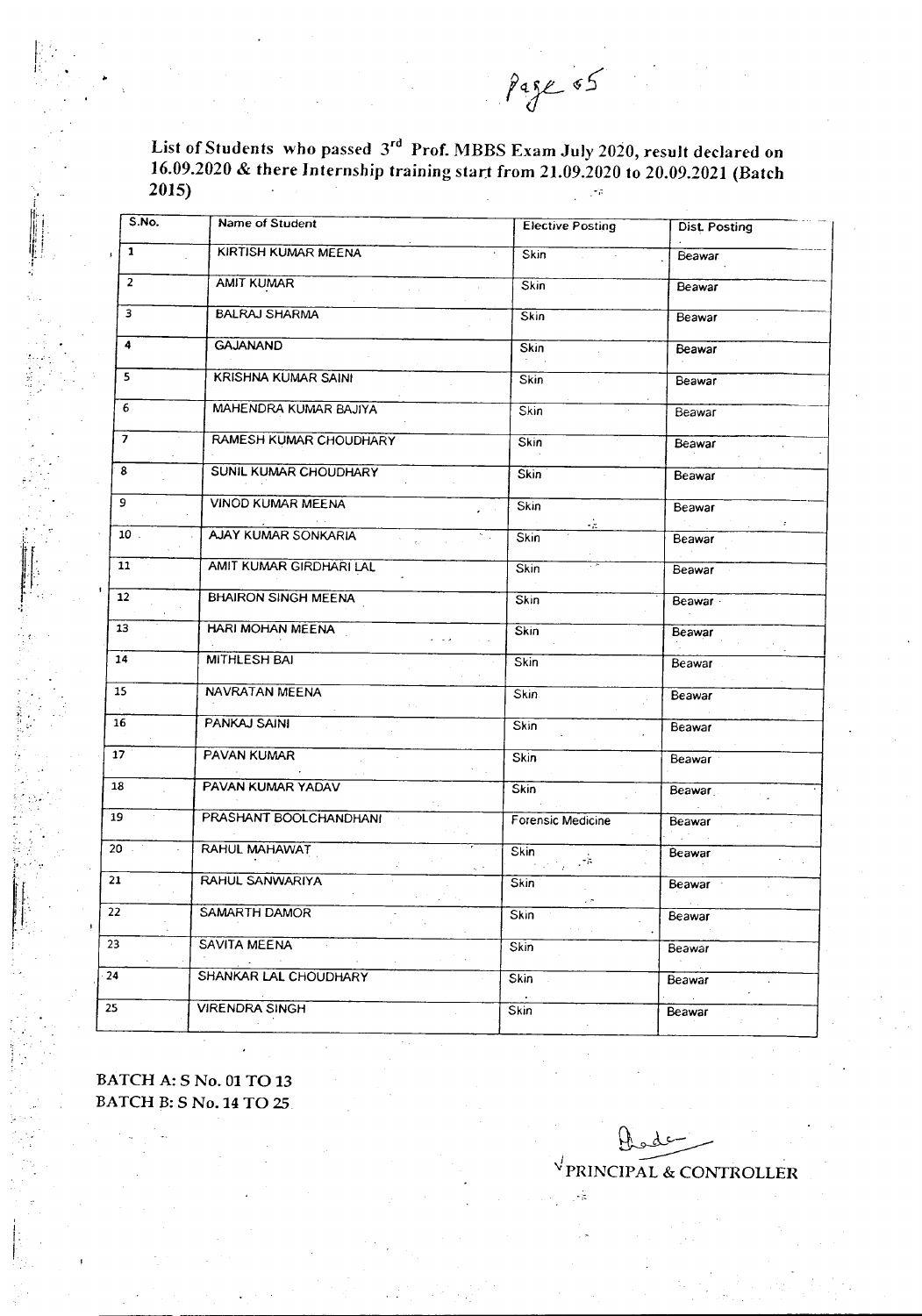List of Students who passed 3rd Prof. MBBS Exam July 2020, result declared on 16.09.2020 & there Internship training start from 21.09.2020 to 20.09.2021 (Batch 2015)

| S.No. | Name of Student | Elective Posting | Dist. Posting |
|---|---|---|---|
| 1 | KIRTISH KUMAR MEENA | Skin | Beawar |
| 2 | AMIT KUMAR | Skin | Beawar |
| 3 | BALRAJ SHARMA | Skin | Beawar |
| 4 | GAJANAND | Skin | Beawar |
| 5 | KRISHNA KUMAR SAINI | Skin | Beawar |
| 6 | MAHENDRA KUMAR BAJIYA | Skin | Beawar |
| 7 | RAMESH KUMAR CHOUDHARY | Skin | Beawar |
| 8 | SUNIL KUMAR CHOUDHARY | Skin | Beawar |
| 9 | VINOD KUMAR MEENA | Skin | Beawar |
| 10 | AJAY KUMAR SONKARIA | Skin | Beawar |
| 11 | AMIT KUMAR GIRDHARI LAL | Skin | Beawar |
| 12 | BHAIRON SINGH MEENA | Skin | Beawar |
| 13 | HARI MOHAN MEENA | Skin | Beawar |
| 14 | MITHLESH BAI | Skin | Beawar |
| 15 | NAVRATAN MEENA | Skin | Beawar |
| 16 | PANKAJ SAINI | Skin | Beawar |
| 17 | PAVAN KUMAR | Skin | Beawar |
| 18 | PAVAN KUMAR YADAV | Skin | Beawar |
| 19 | PRASHANT BOOLCHANDHANI | Forensic Medicine | Beawar |
| 20 | RAHUL MAHAWAT | Skin | Beawar |
| 21 | RAHUL SANWARIYA | Skin | Beawar |
| 22 | SAMARTH DAMOR | Skin | Beawar |
| 23 | SAVITA MEENA | Skin | Beawar |
| 24 | SHANKAR LAL CHOUDHARY | Skin | Beawar |
| 25 | VIRENDRA SINGH | Skin | Beawar |

**BATCH A: S No. 01 TO 13**
**BATCH B: S No. 14 TO 25**

PRINCIPAL & CONTROLLER